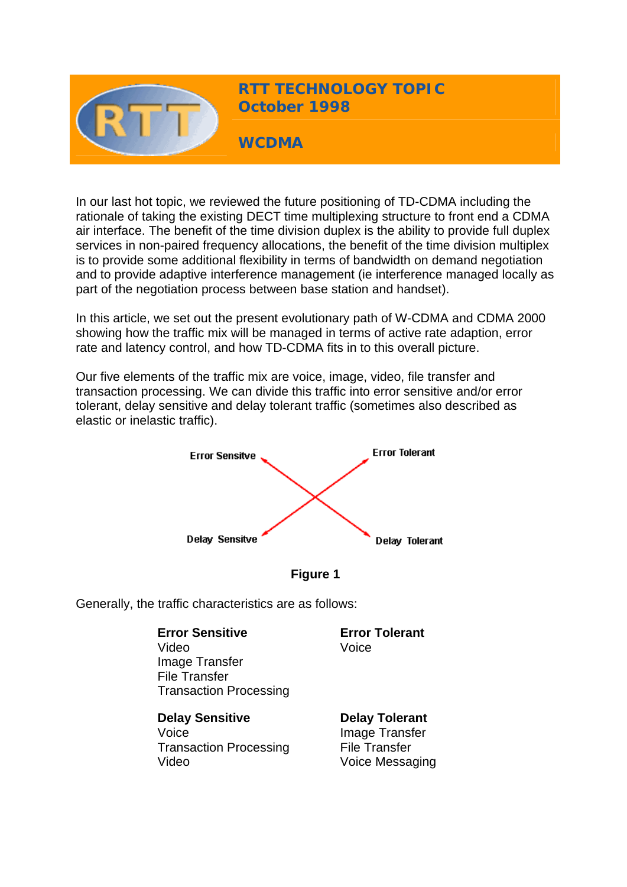# RTT TECHNOLOGY TOPIC October 1998

## WCDMA

In our last hot topic, we reviewed the future positioning of TD-CDMA including the rationale of taking the existing DECT time multiplexing structure to front end a CDMA air interface. The benefit of the time division duplex is the ability to provide full duplex services in non-paired frequency allocations, the benefit of the time division multiplex is to provide some additional flexibility in terms of bandwidth on demand negotiation and to provide adaptive interference management (ie interference managed locally as part of the negotiation process between base station and handset).

In this article, we set out the present evolutionary path of W-CDMA and CDMA 2000 showing how the traffic mix will be managed in terms of active rate adaption, error rate and latency control, and how TD-CDMA fits in to this overall picture.

Our five elements of the traffic mix are voice, image, video, file transfer and transaction processing. We can divide this traffic into error sensitive and/or error tolerant, delay sensitive and delay tolerant traffic (sometimes also described as elastic or inelastic traffic).

Error Sensitve — Error Tolerant

Delay Sensitve — Delay Tolerant

**Figure 1**

Generally, the traffic characteristics are as follows:

| **Error Sensitive** | **Error Tolerant** |
|---|---|
| Video | Voice |
| Image Transfer | |
| File Transfer | |
| Transaction Processing | |

| **Delay Sensitive** | **Delay Tolerant** |
|---|---|
| Voice | Image Transfer |
| Transaction Processing | File Transfer |
| Video | Voice Messaging |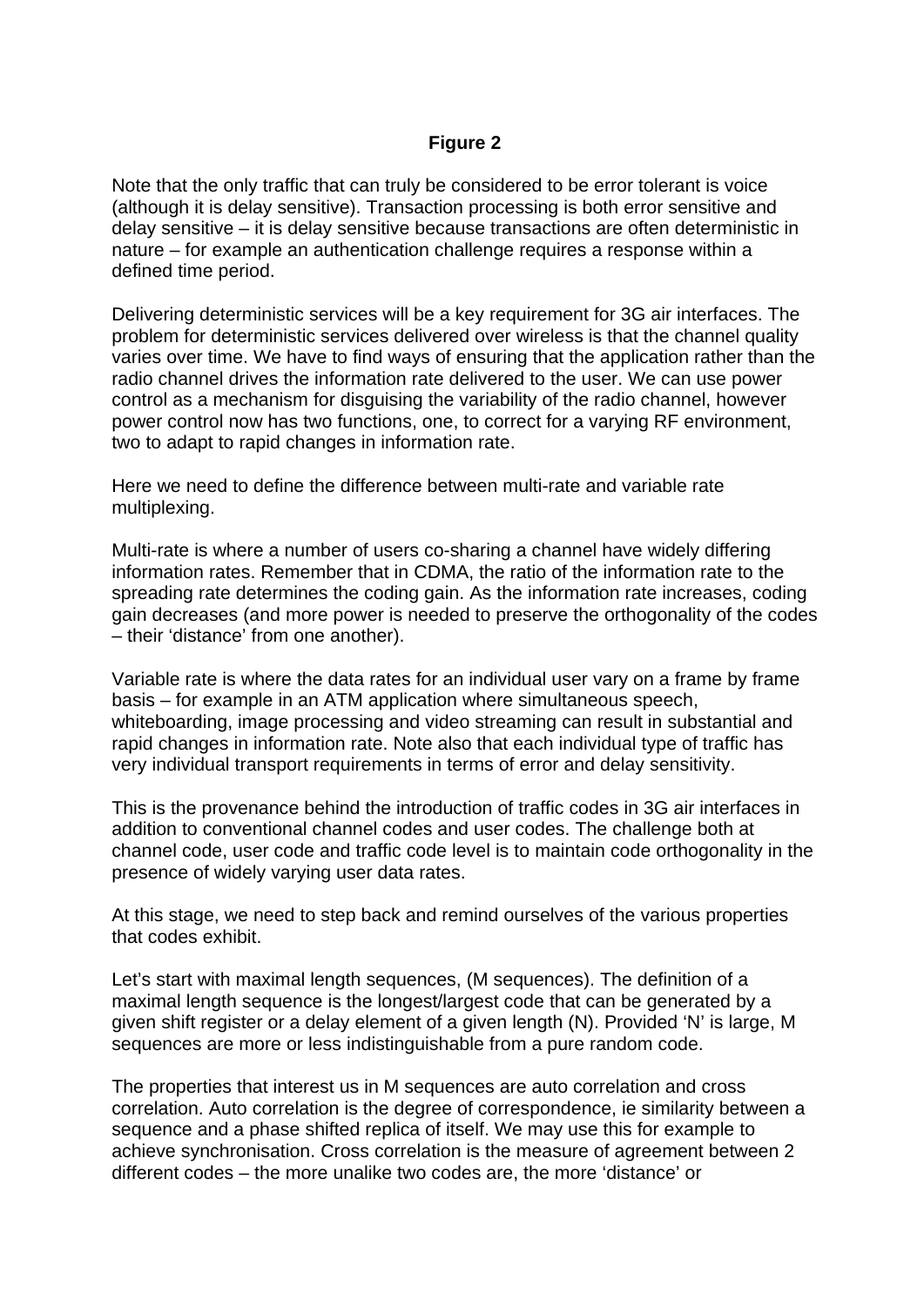**Figure 2**

Note that the only traffic that can truly be considered to be error tolerant is voice (although it is delay sensitive). Transaction processing is both error sensitive and delay sensitive – it is delay sensitive because transactions are often deterministic in nature – for example an authentication challenge requires a response within a defined time period.

Delivering deterministic services will be a key requirement for 3G air interfaces. The problem for deterministic services delivered over wireless is that the channel quality varies over time. We have to find ways of ensuring that the application rather than the radio channel drives the information rate delivered to the user. We can use power control as a mechanism for disguising the variability of the radio channel, however power control now has two functions, one, to correct for a varying RF environment, two to adapt to rapid changes in information rate.

Here we need to define the difference between multi-rate and variable rate multiplexing.

Multi-rate is where a number of users co-sharing a channel have widely differing information rates. Remember that in CDMA, the ratio of the information rate to the spreading rate determines the coding gain. As the information rate increases, coding gain decreases (and more power is needed to preserve the orthogonality of the codes – their 'distance' from one another).

Variable rate is where the data rates for an individual user vary on a frame by frame basis – for example in an ATM application where simultaneous speech, whiteboarding, image processing and video streaming can result in substantial and rapid changes in information rate. Note also that each individual type of traffic has very individual transport requirements in terms of error and delay sensitivity.

This is the provenance behind the introduction of traffic codes in 3G air interfaces in addition to conventional channel codes and user codes. The challenge both at channel code, user code and traffic code level is to maintain code orthogonality in the presence of widely varying user data rates.

At this stage, we need to step back and remind ourselves of the various properties that codes exhibit.

Let's start with maximal length sequences, (M sequences). The definition of a maximal length sequence is the longest/largest code that can be generated by a given shift register or a delay element of a given length (N). Provided 'N' is large, M sequences are more or less indistinguishable from a pure random code.

The properties that interest us in M sequences are auto correlation and cross correlation. Auto correlation is the degree of correspondence, ie similarity between a sequence and a phase shifted replica of itself. We may use this for example to achieve synchronisation. Cross correlation is the measure of agreement between 2 different codes – the more unalike two codes are, the more 'distance' or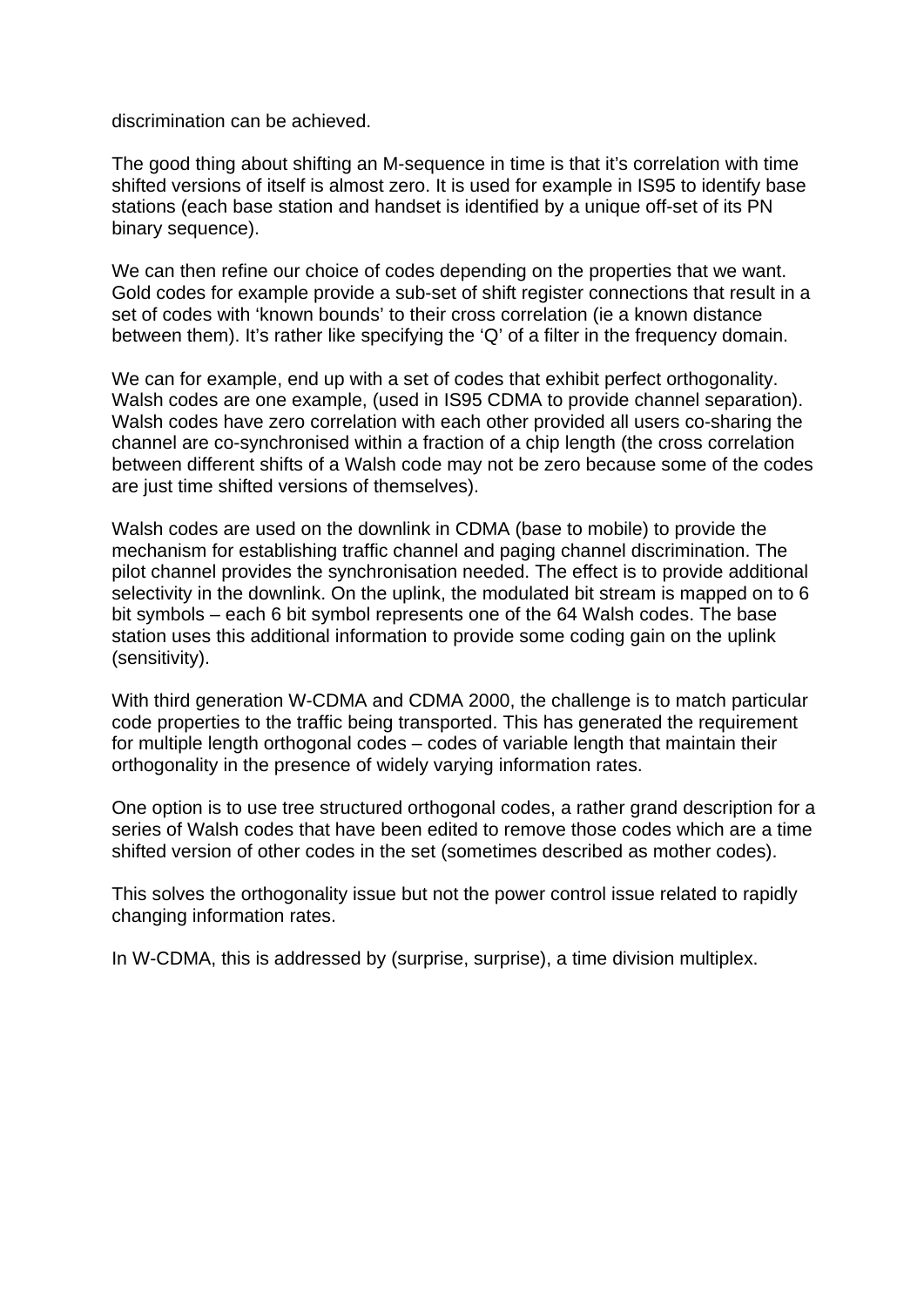discrimination can be achieved.

The good thing about shifting an M-sequence in time is that it's correlation with time shifted versions of itself is almost zero. It is used for example in IS95 to identify base stations (each base station and handset is identified by a unique off-set of its PN binary sequence).

We can then refine our choice of codes depending on the properties that we want. Gold codes for example provide a sub-set of shift register connections that result in a set of codes with 'known bounds' to their cross correlation (ie a known distance between them). It's rather like specifying the 'Q' of a filter in the frequency domain.

We can for example, end up with a set of codes that exhibit perfect orthogonality. Walsh codes are one example, (used in IS95 CDMA to provide channel separation). Walsh codes have zero correlation with each other provided all users co-sharing the channel are co-synchronised within a fraction of a chip length (the cross correlation between different shifts of a Walsh code may not be zero because some of the codes are just time shifted versions of themselves).

Walsh codes are used on the downlink in CDMA (base to mobile) to provide the mechanism for establishing traffic channel and paging channel discrimination. The pilot channel provides the synchronisation needed. The effect is to provide additional selectivity in the downlink. On the uplink, the modulated bit stream is mapped on to 6 bit symbols – each 6 bit symbol represents one of the 64 Walsh codes. The base station uses this additional information to provide some coding gain on the uplink (sensitivity).

With third generation W-CDMA and CDMA 2000, the challenge is to match particular code properties to the traffic being transported. This has generated the requirement for multiple length orthogonal codes – codes of variable length that maintain their orthogonality in the presence of widely varying information rates.

One option is to use tree structured orthogonal codes, a rather grand description for a series of Walsh codes that have been edited to remove those codes which are a time shifted version of other codes in the set (sometimes described as mother codes).

This solves the orthogonality issue but not the power control issue related to rapidly changing information rates.

In W-CDMA, this is addressed by (surprise, surprise), a time division multiplex.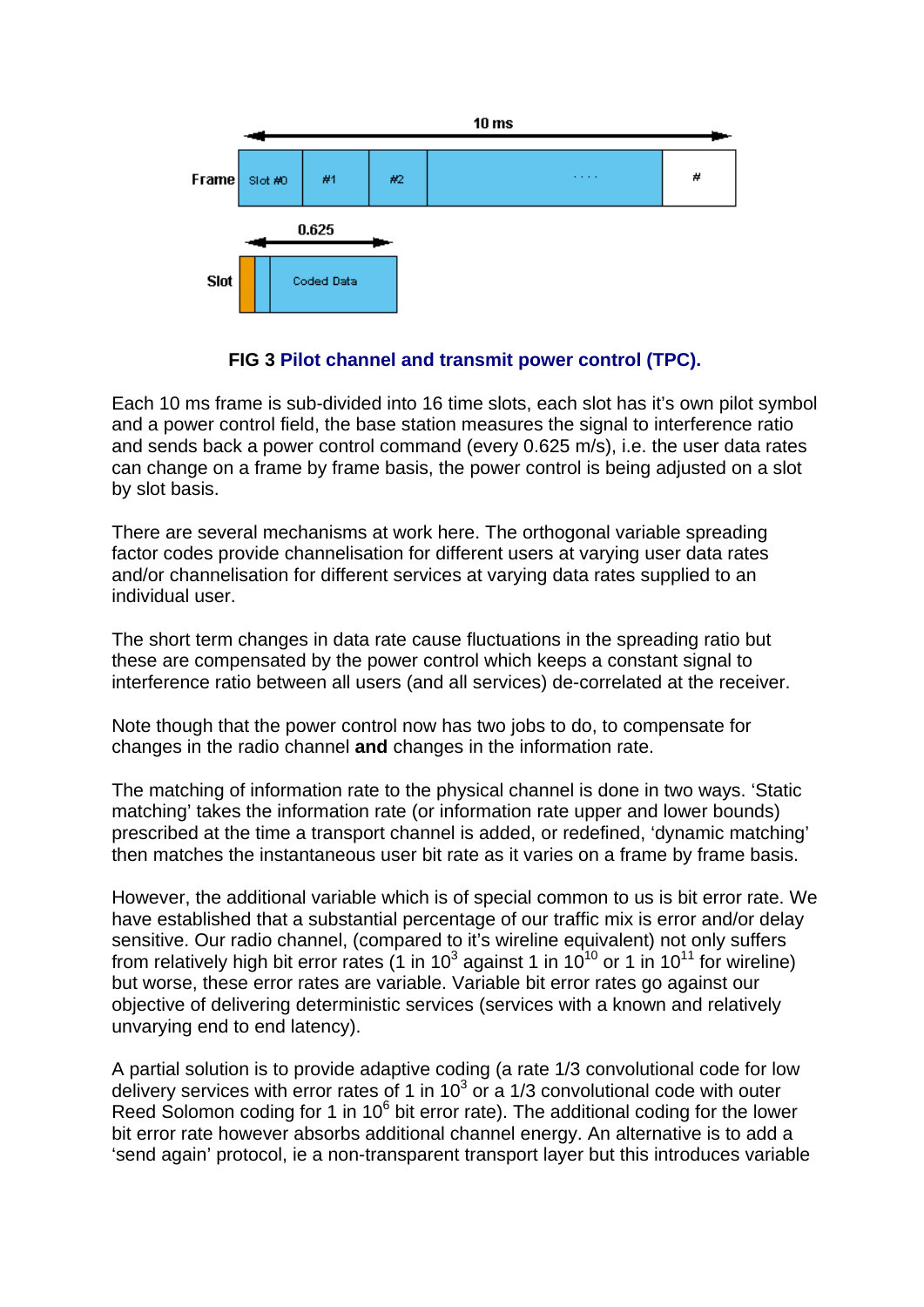**FIG 3 Pilot channel and transmit power control (TPC).**

Each 10 ms frame is sub-divided into 16 time slots, each slot has it's own pilot symbol and a power control field, the base station measures the signal to interference ratio and sends back a power control command (every 0.625 m/s), i.e. the user data rates can change on a frame by frame basis, the power control is being adjusted on a slot by slot basis.

There are several mechanisms at work here. The orthogonal variable spreading factor codes provide channelisation for different users at varying user data rates and/or channelisation for different services at varying data rates supplied to an individual user.

The short term changes in data rate cause fluctuations in the spreading ratio but these are compensated by the power control which keeps a constant signal to interference ratio between all users (and all services) de-correlated at the receiver.

Note though that the power control now has two jobs to do, to compensate for changes in the radio channel **and** changes in the information rate.

The matching of information rate to the physical channel is done in two ways. 'Static matching' takes the information rate (or information rate upper and lower bounds) prescribed at the time a transport channel is added, or redefined, 'dynamic matching' then matches the instantaneous user bit rate as it varies on a frame by frame basis.

However, the additional variable which is of special common to us is bit error rate. We have established that a substantial percentage of our traffic mix is error and/or delay sensitive. Our radio channel, (compared to it's wireline equivalent) not only suffers from relatively high bit error rates (1 in $10^3$ against 1 in $10^{10}$ or 1 in $10^{11}$ for wireline) but worse, these error rates are variable. Variable bit error rates go against our objective of delivering deterministic services (services with a known and relatively unvarying end to end latency).

A partial solution is to provide adaptive coding (a rate 1/3 convolutional code for low delivery services with error rates of 1 in $10^3$ or a 1/3 convolutional code with outer Reed Solomon coding for 1 in $10^6$ bit error rate). The additional coding for the lower bit error rate however absorbs additional channel energy. An alternative is to add a 'send again' protocol, ie a non-transparent transport layer but this introduces variable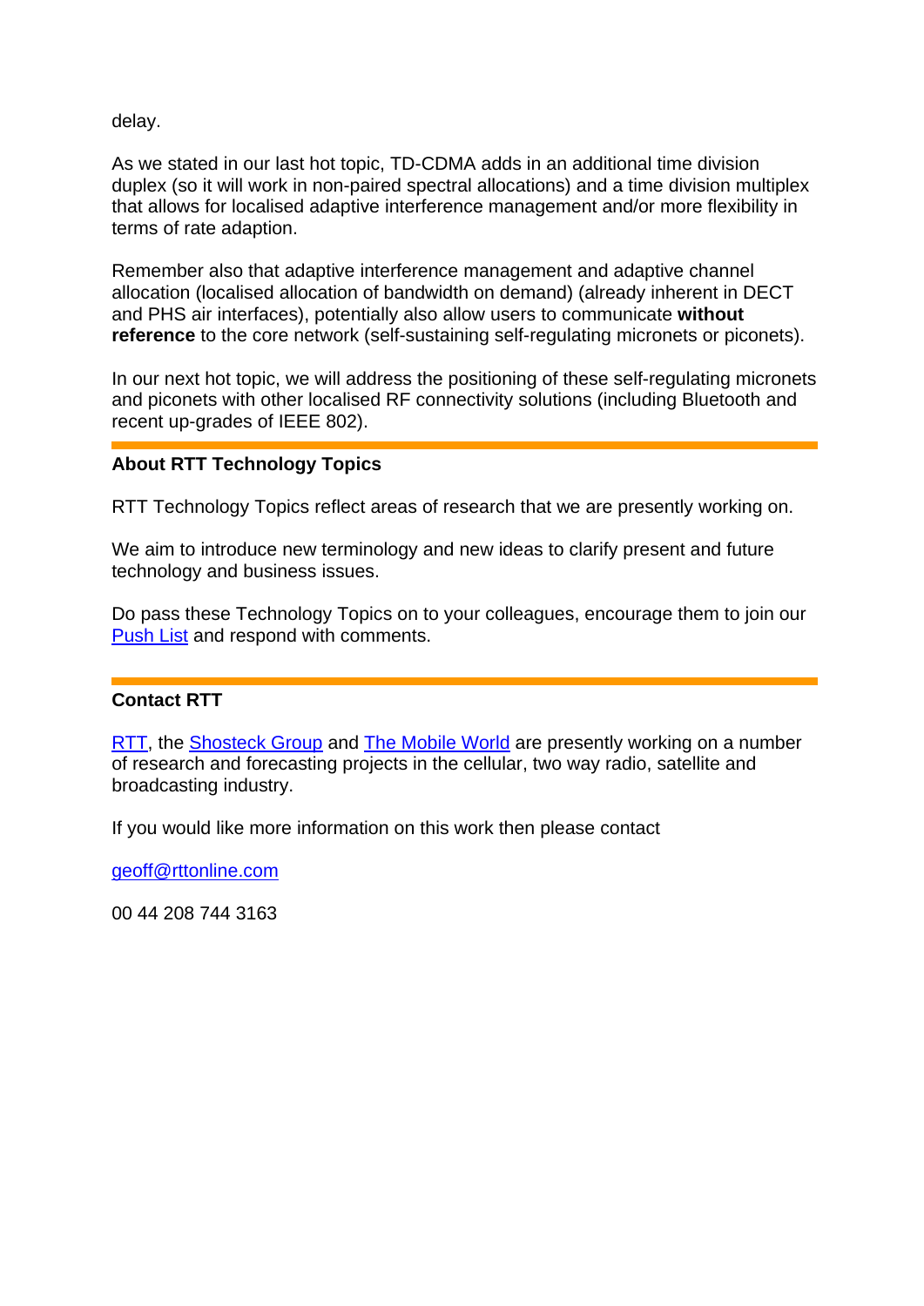delay.

As we stated in our last hot topic, TD-CDMA adds in an additional time division duplex (so it will work in non-paired spectral allocations) and a time division multiplex that allows for localised adaptive interference management and/or more flexibility in terms of rate adaption.

Remember also that adaptive interference management and adaptive channel allocation (localised allocation of bandwidth on demand) (already inherent in DECT and PHS air interfaces), potentially also allow users to communicate **without reference** to the core network (self-sustaining self-regulating micronets or piconets).

In our next hot topic, we will address the positioning of these self-regulating micronets and piconets with other localised RF connectivity solutions (including Bluetooth and recent up-grades of IEEE 802).

---

**About RTT Technology Topics**

RTT Technology Topics reflect areas of research that we are presently working on.

We aim to introduce new terminology and new ideas to clarify present and future technology and business issues.

Do pass these Technology Topics on to your colleagues, encourage them to join our Push List and respond with comments.

---

**Contact RTT**

RTT, the Shosteck Group and The Mobile World are presently working on a number of research and forecasting projects in the cellular, two way radio, satellite and broadcasting industry.

If you would like more information on this work then please contact

geoff@rttonline.com

00 44 208 744 3163